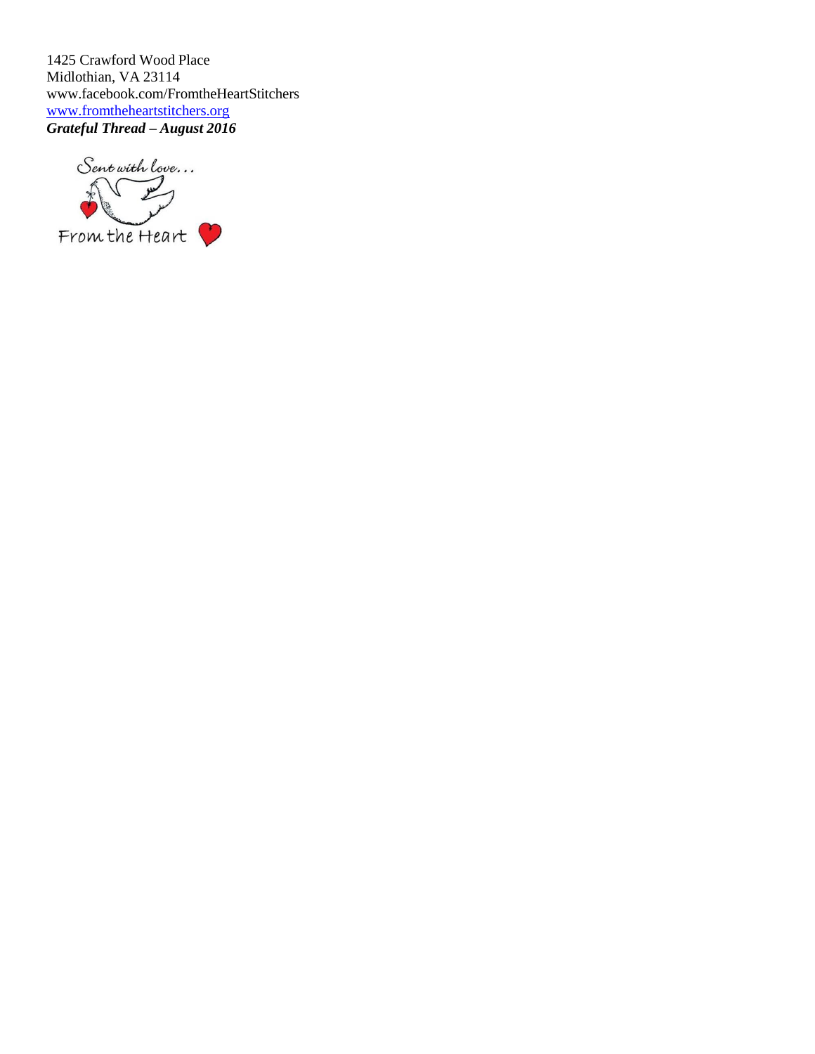1425 Crawford Wood Place
Midlothian, VA 23114
www.facebook.com/FromtheHeartStitchers
www.fromtheheartstitchers.org
***Grateful Thread – August 2016***

Sent with love...

From the Heart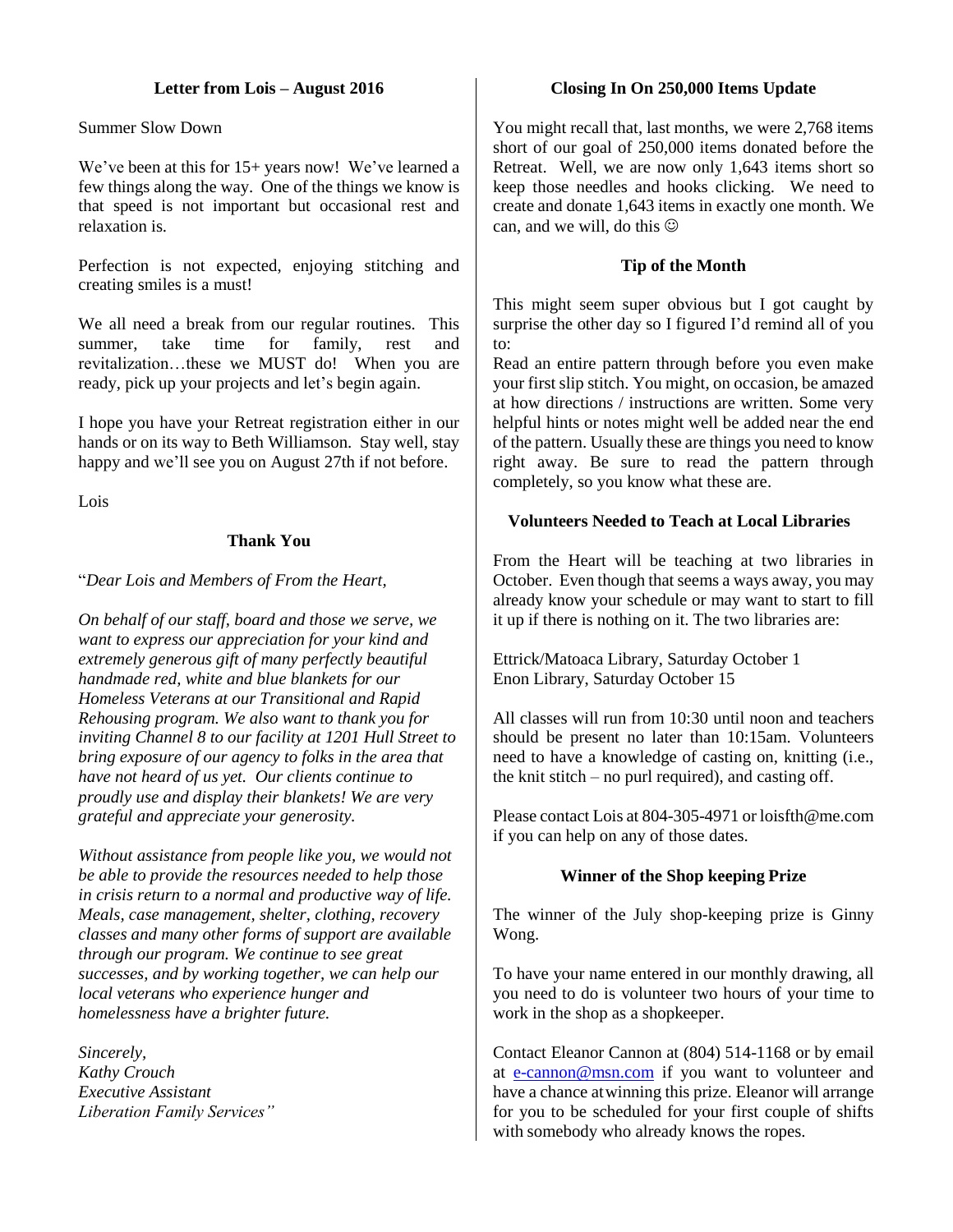## Letter from Lois – August 2016

Summer Slow Down

We've been at this for 15+ years now! We've learned a few things along the way. One of the things we know is that speed is not important but occasional rest and relaxation is.

Perfection is not expected, enjoying stitching and creating smiles is a must!

We all need a break from our regular routines. This summer, take time for family, rest and revitalization…these we MUST do! When you are ready, pick up your projects and let's begin again.

I hope you have your Retreat registration either in our hands or on its way to Beth Williamson. Stay well, stay happy and we'll see you on August 27th if not before.

Lois

## Thank You

"*Dear Lois and Members of From the Heart,*

*On behalf of our staff, board and those we serve, we want to express our appreciation for your kind and extremely generous gift of many perfectly beautiful handmade red, white and blue blankets for our Homeless Veterans at our Transitional and Rapid Rehousing program. We also want to thank you for inviting Channel 8 to our facility at 1201 Hull Street to bring exposure of our agency to folks in the area that have not heard of us yet. Our clients continue to proudly use and display their blankets! We are very grateful and appreciate your generosity.*

*Without assistance from people like you, we would not be able to provide the resources needed to help those in crisis return to a normal and productive way of life. Meals, case management, shelter, clothing, recovery classes and many other forms of support are available through our program. We continue to see great successes, and by working together, we can help our local veterans who experience hunger and homelessness have a brighter future.*

*Sincerely,*
*Kathy Crouch*
*Executive Assistant*
*Liberation Family Services"*

## Closing In On 250,000 Items Update

You might recall that, last months, we were 2,768 items short of our goal of 250,000 items donated before the Retreat. Well, we are now only 1,643 items short so keep those needles and hooks clicking. We need to create and donate 1,643 items in exactly one month. We can, and we will, do this ☺

## Tip of the Month

This might seem super obvious but I got caught by surprise the other day so I figured I'd remind all of you to:

Read an entire pattern through before you even make your first slip stitch. You might, on occasion, be amazed at how directions / instructions are written. Some very helpful hints or notes might well be added near the end of the pattern. Usually these are things you need to know right away. Be sure to read the pattern through completely, so you know what these are.

## Volunteers Needed to Teach at Local Libraries

From the Heart will be teaching at two libraries in October. Even though that seems a ways away, you may already know your schedule or may want to start to fill it up if there is nothing on it. The two libraries are:

Ettrick/Matoaca Library, Saturday October 1
Enon Library, Saturday October 15

All classes will run from 10:30 until noon and teachers should be present no later than 10:15am. Volunteers need to have a knowledge of casting on, knitting (i.e., the knit stitch – no purl required), and casting off.

Please contact Lois at 804-305-4971 or loisfth@me.com if you can help on any of those dates.

## Winner of the Shop keeping Prize

The winner of the July shop-keeping prize is Ginny Wong.

To have your name entered in our monthly drawing, all you need to do is volunteer two hours of your time to work in the shop as a shopkeeper.

Contact Eleanor Cannon at (804) 514-1168 or by email at e-cannon@msn.com if you want to volunteer and have a chance at winning this prize. Eleanor will arrange for you to be scheduled for your first couple of shifts with somebody who already knows the ropes.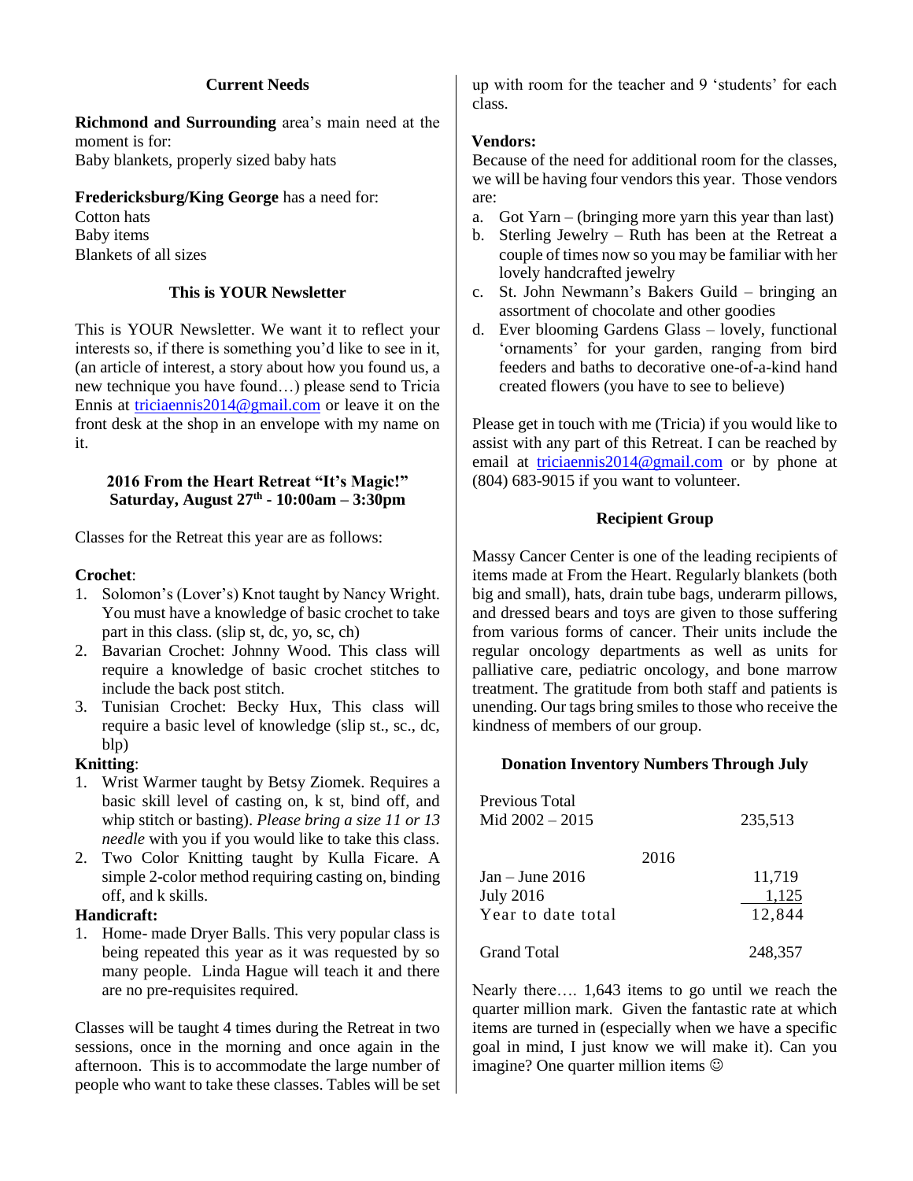## Current Needs

**Richmond and Surrounding** area's main need at the moment is for:
Baby blankets, properly sized baby hats

**Fredericksburg/King George** has a need for:
Cotton hats
Baby items
Blankets of all sizes

## This is YOUR Newsletter

This is YOUR Newsletter. We want it to reflect your interests so, if there is something you'd like to see in it, (an article of interest, a story about how you found us, a new technique you have found…) please send to Tricia Ennis at triciaennis2014@gmail.com or leave it on the front desk at the shop in an envelope with my name on it.

## 2016 From the Heart Retreat "It's Magic!" Saturday, August 27th - 10:00am – 3:30pm

Classes for the Retreat this year are as follows:

**Crochet**:

1. Solomon's (Lover's) Knot taught by Nancy Wright. You must have a knowledge of basic crochet to take part in this class. (slip st, dc, yo, sc, ch)
2. Bavarian Crochet: Johnny Wood. This class will require a knowledge of basic crochet stitches to include the back post stitch.
3. Tunisian Crochet: Becky Hux, This class will require a basic level of knowledge (slip st., sc., dc, blp)

**Knitting**:

1. Wrist Warmer taught by Betsy Ziomek. Requires a basic skill level of casting on, k st, bind off, and whip stitch or basting). *Please bring a size 11 or 13 needle* with you if you would like to take this class.
2. Two Color Knitting taught by Kulla Ficare. A simple 2-color method requiring casting on, binding off, and k skills.

**Handicraft:**

1. Home- made Dryer Balls. This very popular class is being repeated this year as it was requested by so many people. Linda Hague will teach it and there are no pre-requisites required.

Classes will be taught 4 times during the Retreat in two sessions, once in the morning and once again in the afternoon. This is to accommodate the large number of people who want to take these classes. Tables will be set up with room for the teacher and 9 'students' for each class.

**Vendors:**

Because of the need for additional room for the classes, we will be having four vendors this year. Those vendors are:

a. Got Yarn – (bringing more yarn this year than last)
b. Sterling Jewelry – Ruth has been at the Retreat a couple of times now so you may be familiar with her lovely handcrafted jewelry
c. St. John Newmann's Bakers Guild – bringing an assortment of chocolate and other goodies
d. Ever blooming Gardens Glass – lovely, functional 'ornaments' for your garden, ranging from bird feeders and baths to decorative one-of-a-kind hand created flowers (you have to see to believe)

Please get in touch with me (Tricia) if you would like to assist with any part of this Retreat. I can be reached by email at triciaennis2014@gmail.com or by phone at (804) 683-9015 if you want to volunteer.

## Recipient Group

Massy Cancer Center is one of the leading recipients of items made at From the Heart. Regularly blankets (both big and small), hats, drain tube bags, underarm pillows, and dressed bears and toys are given to those suffering from various forms of cancer. Their units include the regular oncology departments as well as units for palliative care, pediatric oncology, and bone marrow treatment. The gratitude from both staff and patients is unending. Our tags bring smiles to those who receive the kindness of members of our group.

## Donation Inventory Numbers Through July

| | |
|---|---|
| Previous Total Mid 2002 – 2015 | 235,513 |
| **2016** | |
| Jan – June 2016 | 11,719 |
| July 2016 | 1,125 |
| Year to date total | 12,844 |
| Grand Total | 248,357 |

Nearly there…. 1,643 items to go until we reach the quarter million mark. Given the fantastic rate at which items are turned in (especially when we have a specific goal in mind, I just know we will make it). Can you imagine? One quarter million items ☺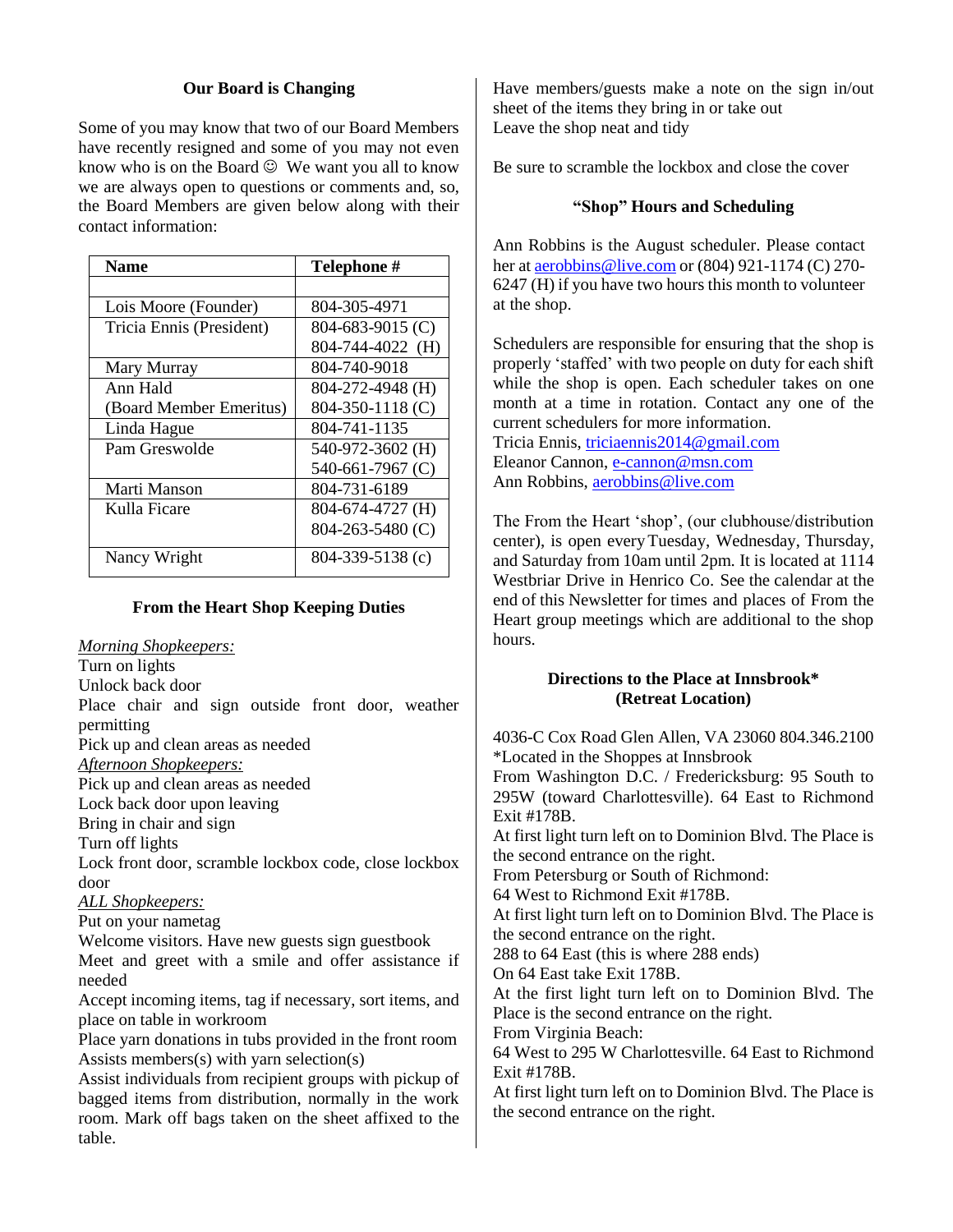## Our Board is Changing

Some of you may know that two of our Board Members have recently resigned and some of you may not even know who is on the Board ☺ We want you all to know we are always open to questions or comments and, so, the Board Members are given below along with their contact information:

| Name | Telephone # |
|---|---|
| | |
| Lois Moore (Founder) | 804-305-4971 |
| Tricia Ennis (President) | 804-683-9015 (C)<br>804-744-4022 (H) |
| Mary Murray | 804-740-9018 |
| Ann Hald<br>(Board Member Emeritus) | 804-272-4948 (H)<br>804-350-1118 (C) |
| Linda Hague | 804-741-1135 |
| Pam Greswolde | 540-972-3602 (H)<br>540-661-7967 (C) |
| Marti Manson | 804-731-6189 |
| Kulla Ficare | 804-674-4727 (H)<br>804-263-5480 (C) |
| Nancy Wright | 804-339-5138 (c) |

## From the Heart Shop Keeping Duties

*<u>Morning Shopkeepers:</u>*

Turn on lights
Unlock back door
Place chair and sign outside front door, weather permitting
Pick up and clean areas as needed

*<u>Afternoon Shopkeepers:</u>*

Pick up and clean areas as needed
Lock back door upon leaving
Bring in chair and sign
Turn off lights
Lock front door, scramble lockbox code, close lockbox door

*<u>ALL Shopkeepers:</u>*

Put on your nametag
Welcome visitors. Have new guests sign guestbook
Meet and greet with a smile and offer assistance if needed
Accept incoming items, tag if necessary, sort items, and place on table in workroom
Place yarn donations in tubs provided in the front room
Assists members(s) with yarn selection(s)
Assist individuals from recipient groups with pickup of bagged items from distribution, normally in the work room. Mark off bags taken on the sheet affixed to the table.
Have members/guests make a note on the sign in/out sheet of the items they bring in or take out
Leave the shop neat and tidy

Be sure to scramble the lockbox and close the cover

## "Shop" Hours and Scheduling

Ann Robbins is the August scheduler. Please contact her at aerobbins@live.com or (804) 921-1174 (C) 270-6247 (H) if you have two hours this month to volunteer at the shop.

Schedulers are responsible for ensuring that the shop is properly 'staffed' with two people on duty for each shift while the shop is open. Each scheduler takes on one month at a time in rotation. Contact any one of the current schedulers for more information.
Tricia Ennis, triciaennis2014@gmail.com
Eleanor Cannon, e-cannon@msn.com
Ann Robbins, aerobbins@live.com

The From the Heart 'shop', (our clubhouse/distribution center), is open every Tuesday, Wednesday, Thursday, and Saturday from 10am until 2pm. It is located at 1114 Westbriar Drive in Henrico Co. See the calendar at the end of this Newsletter for times and places of From the Heart group meetings which are additional to the shop hours.

## Directions to the Place at Innsbrook* (Retreat Location)

4036-C Cox Road Glen Allen, VA 23060 804.346.2100
*Located in the Shoppes at Innsbrook
From Washington D.C. / Fredericksburg: 95 South to 295W (toward Charlottesville). 64 East to Richmond Exit #178B.
At first light turn left on to Dominion Blvd. The Place is the second entrance on the right.
From Petersburg or South of Richmond:
64 West to Richmond Exit #178B.
At first light turn left on to Dominion Blvd. The Place is the second entrance on the right.
288 to 64 East (this is where 288 ends)
On 64 East take Exit 178B.
At the first light turn left on to Dominion Blvd. The Place is the second entrance on the right.
From Virginia Beach:
64 West to 295 W Charlottesville. 64 East to Richmond Exit #178B.
At first light turn left on to Dominion Blvd. The Place is the second entrance on the right.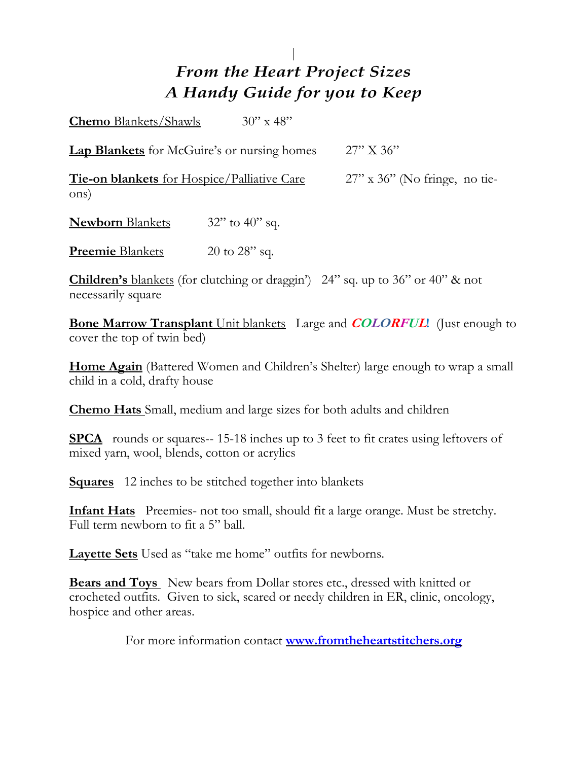# *From the Heart Project Sizes*
# *A Handy Guide for you to Keep*

**Chemo** Blankets/Shawls 30" x 48"

**Lap Blankets** for McGuire's or nursing homes 27" X 36"

**Tie-on blankets** for Hospice/Palliative Care 27" x 36" (No fringe, no tie-ons)

**Newborn** Blankets 32" to 40" sq.

**Preemie** Blankets 20 to 28" sq.

**Children's** blankets (for clutching or draggin') 24" sq. up to 36" or 40" & not necessarily square

**Bone Marrow Transplant** Unit blankets Large and ***COLORFUL***! (Just enough to cover the top of twin bed)

**Home Again** (Battered Women and Children's Shelter) large enough to wrap a small child in a cold, drafty house

**Chemo Hats** Small, medium and large sizes for both adults and children

**SPCA** rounds or squares-- 15-18 inches up to 3 feet to fit crates using leftovers of mixed yarn, wool, blends, cotton or acrylics

**Squares** 12 inches to be stitched together into blankets

**Infant Hats** Preemies- not too small, should fit a large orange. Must be stretchy. Full term newborn to fit a 5" ball.

**Layette Sets** Used as "take me home" outfits for newborns.

**Bears and Toys** New bears from Dollar stores etc., dressed with knitted or crocheted outfits. Given to sick, scared or needy children in ER, clinic, oncology, hospice and other areas.

For more information contact **www.fromtheheartstitchers.org**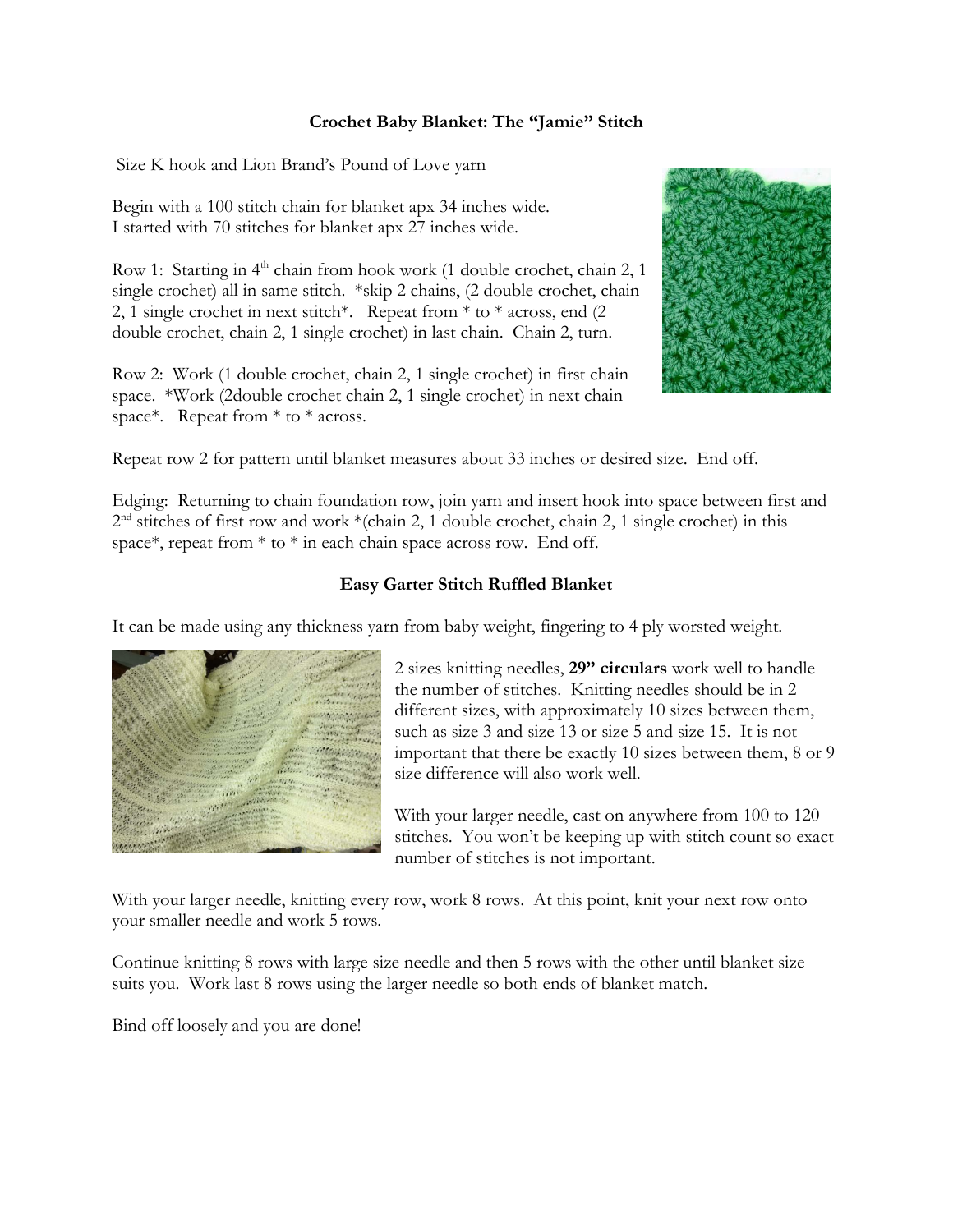**Crochet Baby Blanket: The "Jamie" Stitch**

Size K hook and Lion Brand's Pound of Love yarn

Begin with a 100 stitch chain for blanket apx 34 inches wide.
I started with 70 stitches for blanket apx 27 inches wide.

Row 1: Starting in 4th chain from hook work (1 double crochet, chain 2, 1 single crochet) all in same stitch. *skip 2 chains, (2 double crochet, chain 2, 1 single crochet in next stitch*. Repeat from * to * across, end (2 double crochet, chain 2, 1 single crochet) in last chain. Chain 2, turn.

Row 2: Work (1 double crochet, chain 2, 1 single crochet) in first chain space. *Work (2double crochet chain 2, 1 single crochet) in next chain space*. Repeat from * to * across.

Repeat row 2 for pattern until blanket measures about 33 inches or desired size. End off.

Edging: Returning to chain foundation row, join yarn and insert hook into space between first and 2nd stitches of first row and work *(chain 2, 1 double crochet, chain 2, 1 single crochet) in this space*, repeat from * to * in each chain space across row. End off.

**Easy Garter Stitch Ruffled Blanket**

It can be made using any thickness yarn from baby weight, fingering to 4 ply worsted weight.

2 sizes knitting needles, **29" circulars** work well to handle the number of stitches. Knitting needles should be in 2 different sizes, with approximately 10 sizes between them, such as size 3 and size 13 or size 5 and size 15. It is not important that there be exactly 10 sizes between them, 8 or 9 size difference will also work well.

With your larger needle, cast on anywhere from 100 to 120 stitches. You won't be keeping up with stitch count so exact number of stitches is not important.

With your larger needle, knitting every row, work 8 rows. At this point, knit your next row onto your smaller needle and work 5 rows.

Continue knitting 8 rows with large size needle and then 5 rows with the other until blanket size suits you. Work last 8 rows using the larger needle so both ends of blanket match.

Bind off loosely and you are done!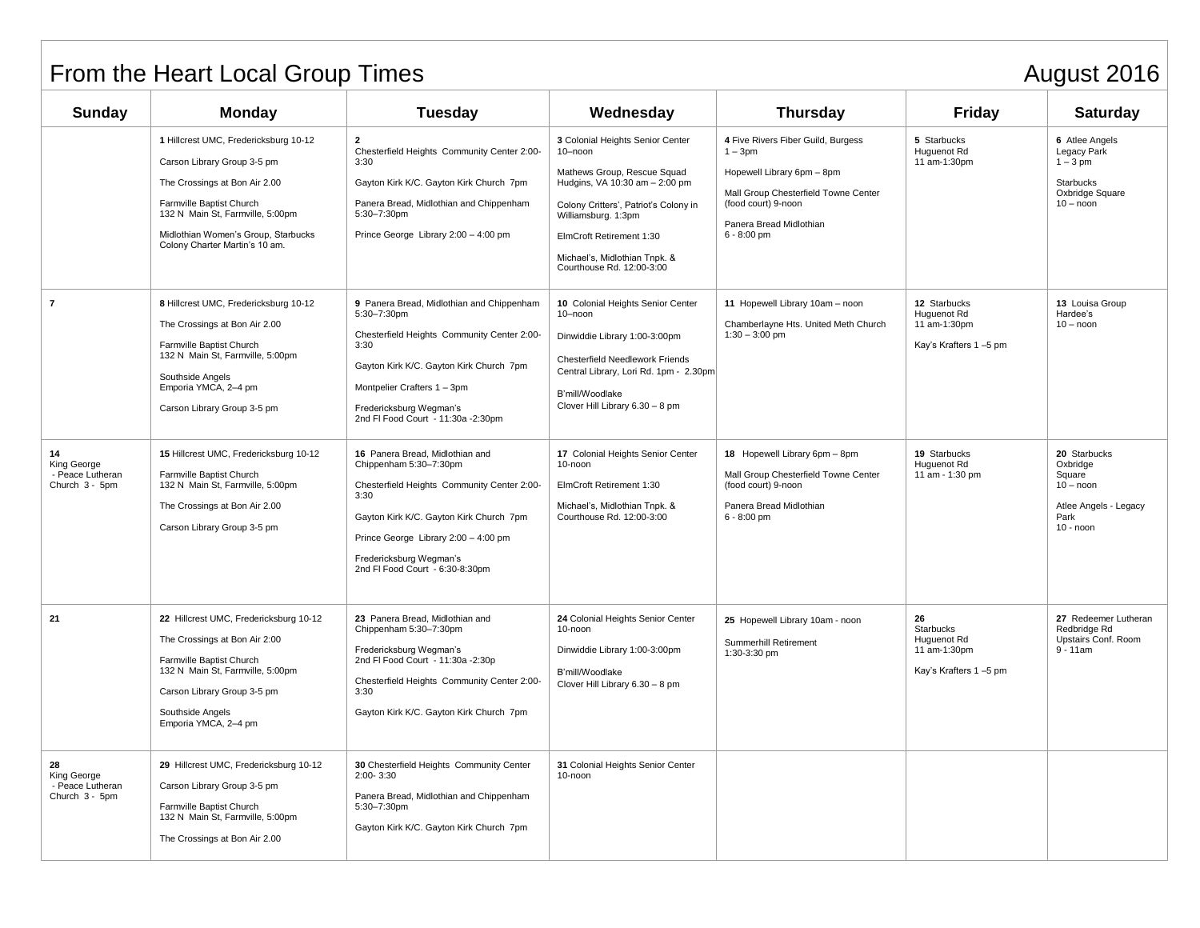# From the Heart Local Group Times

## August 2016

| Sunday | Monday | Tuesday | Wednesday | Thursday | Friday | Saturday |
|---|---|---|---|---|---|---|
| | **1** Hillcrest UMC, Fredericksburg 10-12<br><br>Carson Library Group 3-5 pm<br><br>The Crossings at Bon Air 2.00<br><br>Farmville Baptist Church<br>132 N Main St, Farmville, 5:00pm<br><br>Midlothian Women's Group, Starbucks Colony Charter Martin's 10 am. | **2**<br>Chesterfield Heights Community Center 2:00-3:30<br><br>Gayton Kirk K/C. Gayton Kirk Church 7pm<br><br>Panera Bread, Midlothian and Chippenham 5:30–7:30pm<br><br>Prince George Library 2:00 – 4:00 pm | **3** Colonial Heights Senior Center 10–noon<br><br>Mathews Group, Rescue Squad Hudgins, VA 10:30 am – 2:00 pm<br><br>Colony Critters', Patriot's Colony in Williamsburg. 1:3pm<br><br>ElmCroft Retirement 1:30<br><br>Michael's, Midlothian Tnpk. & Courthouse Rd. 12:00-3:00 | **4** Five Rivers Fiber Guild, Burgess 1 – 3pm<br><br>Hopewell Library 6pm – 8pm<br><br>Mall Group Chesterfield Towne Center (food court) 9-noon<br><br>Panera Bread Midlothian 6 - 8:00 pm | **5** Starbucks Huguenot Rd 11 am-1:30pm | **6** Atlee Angels Legacy Park 1 – 3 pm<br><br>Starbucks Oxbridge Square 10 – noon |
| **7** | **8** Hillcrest UMC, Fredericksburg 10-12<br><br>The Crossings at Bon Air 2.00<br><br>Farmville Baptist Church<br>132 N Main St, Farmville, 5:00pm<br><br>Southside Angels<br>Emporia YMCA, 2–4 pm<br><br>Carson Library Group 3-5 pm | **9** Panera Bread, Midlothian and Chippenham 5:30–7:30pm<br><br>Chesterfield Heights Community Center 2:00-3:30<br><br>Gayton Kirk K/C. Gayton Kirk Church 7pm<br><br>Montpelier Crafters 1 – 3pm<br><br>Fredericksburg Wegman's<br>2nd Fl Food Court - 11:30a -2:30pm | **10** Colonial Heights Senior Center 10–noon<br><br>Dinwiddie Library 1:00-3:00pm<br><br>Chesterfield Needlework Friends Central Library, Lori Rd. 1pm - 2.30pm<br><br>B'mill/Woodlake<br>Clover Hill Library 6.30 – 8 pm | **11** Hopewell Library 10am – noon<br><br>Chamberlayne Hts. United Meth Church 1:30 – 3:00 pm | **12** Starbucks Huguenot Rd 11 am-1:30pm<br><br>Kay's Krafters 1 –5 pm | **13** Louisa Group Hardee's 10 – noon |
| **14**<br>King George - Peace Lutheran Church 3 - 5pm | **15** Hillcrest UMC, Fredericksburg 10-12<br><br>Farmville Baptist Church<br>132 N Main St, Farmville, 5:00pm<br><br>The Crossings at Bon Air 2.00<br><br>Carson Library Group 3-5 pm | **16** Panera Bread, Midlothian and Chippenham 5:30–7:30pm<br><br>Chesterfield Heights Community Center 2:00-3:30<br><br>Gayton Kirk K/C. Gayton Kirk Church 7pm<br><br>Prince George Library 2:00 – 4:00 pm<br><br>Fredericksburg Wegman's<br>2nd Fl Food Court - 6:30-8:30pm | **17** Colonial Heights Senior Center 10-noon<br><br>ElmCroft Retirement 1:30<br><br>Michael's, Midlothian Tnpk. & Courthouse Rd. 12:00-3:00 | **18** Hopewell Library 6pm – 8pm<br><br>Mall Group Chesterfield Towne Center (food court) 9-noon<br><br>Panera Bread Midlothian 6 - 8:00 pm | **19** Starbucks Huguenot Rd 11 am - 1:30 pm | **20** Starbucks Oxbridge Square 10 – noon<br><br>Atlee Angels - Legacy Park 10 - noon |
| **21** | **22** Hillcrest UMC, Fredericksburg 10-12<br><br>The Crossings at Bon Air 2:00<br><br>Farmville Baptist Church<br>132 N Main St, Farmville, 5:00pm<br><br>Carson Library Group 3-5 pm<br><br>Southside Angels<br>Emporia YMCA, 2–4 pm | **23** Panera Bread, Midlothian and Chippenham 5:30–7:30pm<br><br>Fredericksburg Wegman's<br>2nd Fl Food Court - 11:30a -2:30p<br><br>Chesterfield Heights Community Center 2:00-3:30<br><br>Gayton Kirk K/C. Gayton Kirk Church 7pm | **24** Colonial Heights Senior Center 10-noon<br><br>Dinwiddie Library 1:00-3:00pm<br><br>B'mill/Woodlake<br>Clover Hill Library 6.30 – 8 pm | **25** Hopewell Library 10am - noon<br><br>Summerhill Retirement 1:30-3:30 pm | **26**<br>Starbucks Huguenot Rd 11 am-1:30pm<br><br>Kay's Krafters 1 –5 pm | **27** Redeemer Lutheran Redbridge Rd Upstairs Conf. Room 9 - 11am |
| **28**<br>King George - Peace Lutheran Church 3 - 5pm | **29** Hillcrest UMC, Fredericksburg 10-12<br><br>Carson Library Group 3-5 pm<br><br>Farmville Baptist Church<br>132 N Main St, Farmville, 5:00pm<br><br>The Crossings at Bon Air 2.00 | **30** Chesterfield Heights Community Center 2:00- 3:30<br><br>Panera Bread, Midlothian and Chippenham 5:30–7:30pm<br><br>Gayton Kirk K/C. Gayton Kirk Church 7pm | **31** Colonial Heights Senior Center 10-noon | | | |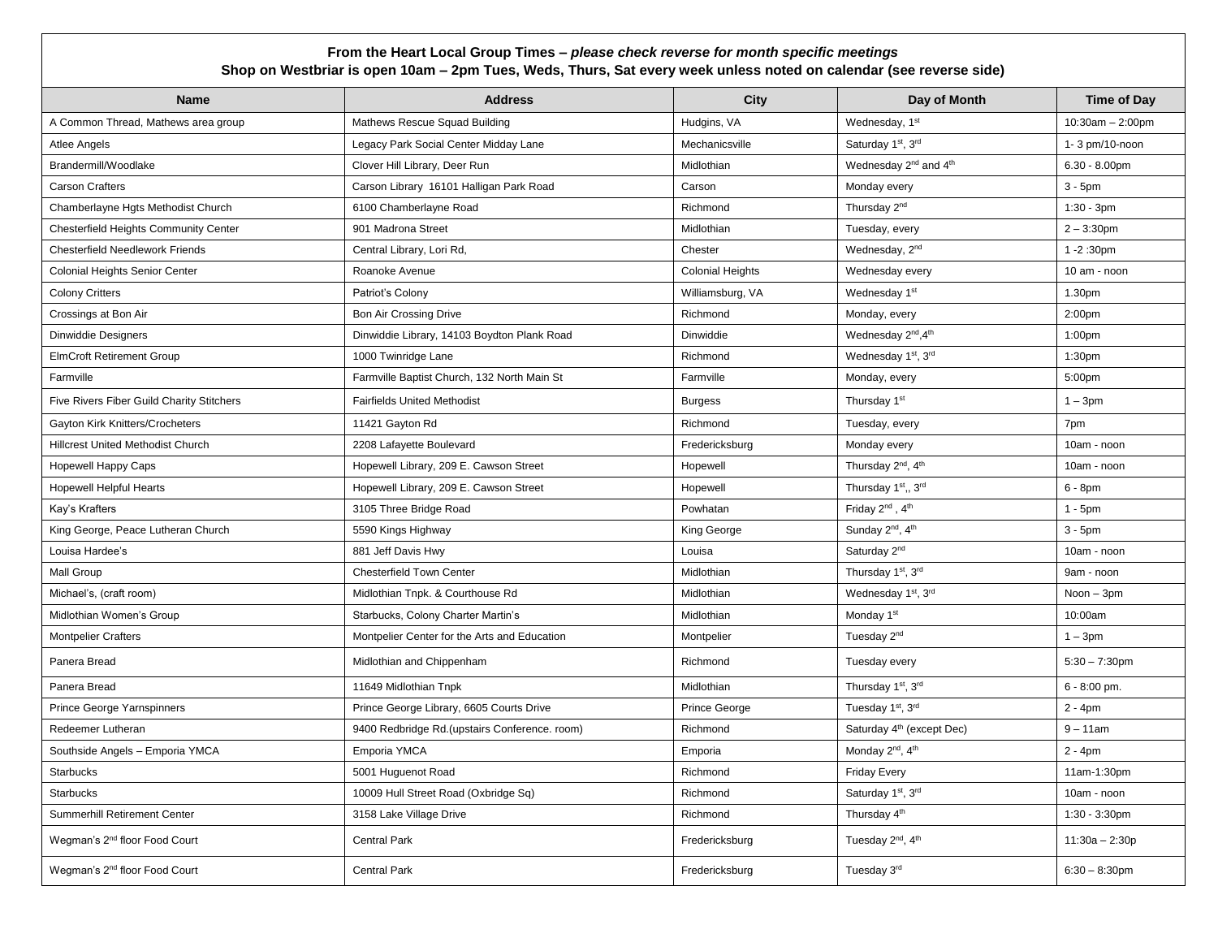**From the Heart Local Group Times – *please check reverse for month specific meetings***
**Shop on Westbriar is open 10am – 2pm Tues, Weds, Thurs, Sat every week unless noted on calendar (see reverse side)**

| Name | Address | City | Day of Month | Time of Day |
|---|---|---|---|---|
| A Common Thread, Mathews area group | Mathews Rescue Squad Building | Hudgins, VA | Wednesday, 1st | 10:30am – 2:00pm |
| Atlee Angels | Legacy Park Social Center Midday Lane | Mechanicsville | Saturday 1st, 3rd | 1- 3 pm/10-noon |
| Brandermill/Woodlake | Clover Hill Library, Deer Run | Midlothian | Wednesday 2nd and 4th | 6.30 - 8.00pm |
| Carson Crafters | Carson Library 16101 Halligan Park Road | Carson | Monday every | 3 - 5pm |
| Chamberlayne Hgts Methodist Church | 6100 Chamberlayne Road | Richmond | Thursday 2nd | 1:30 - 3pm |
| Chesterfield Heights Community Center | 901 Madrona Street | Midlothian | Tuesday, every | 2 – 3:30pm |
| Chesterfield Needlework Friends | Central Library, Lori Rd, | Chester | Wednesday, 2nd | 1 -2 :30pm |
| Colonial Heights Senior Center | Roanoke Avenue | Colonial Heights | Wednesday every | 10 am - noon |
| Colony Critters | Patriot's Colony | Williamsburg, VA | Wednesday 1st | 1.30pm |
| Crossings at Bon Air | Bon Air Crossing Drive | Richmond | Monday, every | 2:00pm |
| Dinwiddie Designers | Dinwiddie Library, 14103 Boydton Plank Road | Dinwiddie | Wednesday 2nd,4th | 1:00pm |
| ElmCroft Retirement Group | 1000 Twinridge Lane | Richmond | Wednesday 1st, 3rd | 1:30pm |
| Farmville | Farmville Baptist Church, 132 North Main St | Farmville | Monday, every | 5:00pm |
| Five Rivers Fiber Guild Charity Stitchers | Fairfields United Methodist | Burgess | Thursday 1st | 1 – 3pm |
| Gayton Kirk Knitters/Crocheters | 11421 Gayton Rd | Richmond | Tuesday, every | 7pm |
| Hillcrest United Methodist Church | 2208 Lafayette Boulevard | Fredericksburg | Monday every | 10am - noon |
| Hopewell Happy Caps | Hopewell Library, 209 E. Cawson Street | Hopewell | Thursday 2nd, 4th | 10am - noon |
| Hopewell Helpful Hearts | Hopewell Library, 209 E. Cawson Street | Hopewell | Thursday 1st,, 3rd | 6 - 8pm |
| Kay's Krafters | 3105 Three Bridge Road | Powhatan | Friday 2nd , 4th | 1 - 5pm |
| King George, Peace Lutheran Church | 5590 Kings Highway | King George | Sunday 2nd, 4th | 3 - 5pm |
| Louisa Hardee's | 881 Jeff Davis Hwy | Louisa | Saturday 2nd | 10am - noon |
| Mall Group | Chesterfield Town Center | Midlothian | Thursday 1st, 3rd | 9am - noon |
| Michael's, (craft room) | Midlothian Tnpk. & Courthouse Rd | Midlothian | Wednesday 1st, 3rd | Noon – 3pm |
| Midlothian Women's Group | Starbucks, Colony Charter Martin's | Midlothian | Monday 1st | 10:00am |
| Montpelier Crafters | Montpelier Center for the Arts and Education | Montpelier | Tuesday 2nd | 1 – 3pm |
| Panera Bread | Midlothian and Chippenham | Richmond | Tuesday every | 5:30 – 7:30pm |
| Panera Bread | 11649 Midlothian Tnpk | Midlothian | Thursday 1st, 3rd | 6 - 8:00 pm. |
| Prince George Yarnspinners | Prince George Library, 6605 Courts Drive | Prince George | Tuesday 1st, 3rd | 2 - 4pm |
| Redeemer Lutheran | 9400 Redbridge Rd.(upstairs Conference. room) | Richmond | Saturday 4th (except Dec) | 9 – 11am |
| Southside Angels – Emporia YMCA | Emporia YMCA | Emporia | Monday 2nd, 4th | 2 - 4pm |
| Starbucks | 5001 Huguenot Road | Richmond | Friday Every | 11am-1:30pm |
| Starbucks | 10009 Hull Street Road (Oxbridge Sq) | Richmond | Saturday 1st, 3rd | 10am - noon |
| Summerhill Retirement Center | 3158 Lake Village Drive | Richmond | Thursday 4th | 1:30 - 3:30pm |
| Wegman's 2nd floor Food Court | Central Park | Fredericksburg | Tuesday 2nd, 4th | 11:30a – 2:30p |
| Wegman's 2nd floor Food Court | Central Park | Fredericksburg | Tuesday 3rd | 6:30 – 8:30pm |